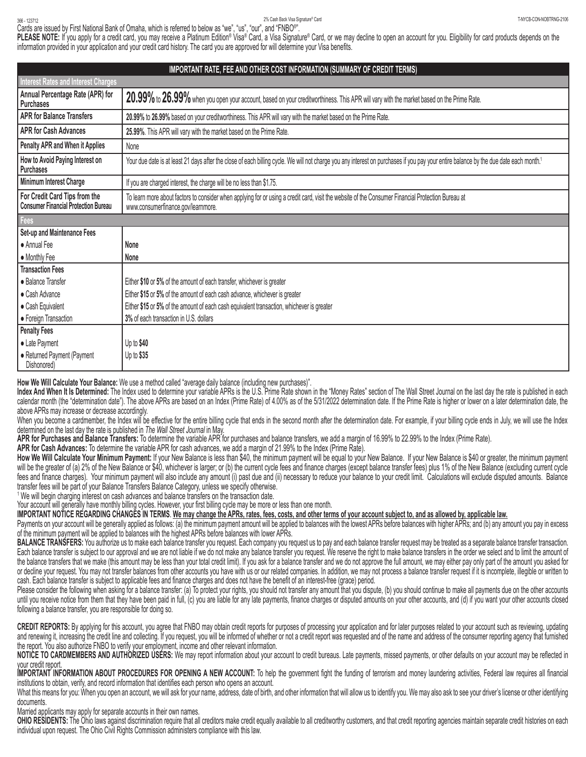Cards are issued by First National Bank of Omaha, which is referred to below as "we", "us", "our", and "FNBO®".

**PLEASE NOTE:** If you apply for a credit card, you may receive a Platinum Edition® Visa® Card, a Visa Signature® Card, or we may decline to open an account for you. Eligibility for card products depends on the information provided in your application and your credit card history. The card you are approved for will determine your Visa benefits.

| **IMPORTANT RATE, FEE AND OTHER COST INFORMATION (SUMMARY OF CREDIT TERMS)** | |
|---|---|
| **Interest Rates and Interest Charges** | |
| **Annual Percentage Rate (APR) for Purchases** | **20.99%** to **26.99%** when you open your account, based on your creditworthiness. This APR will vary with the market based on the Prime Rate. |
| **APR for Balance Transfers** | **20.99%** to **26.99%** based on your creditworthiness. This APR will vary with the market based on the Prime Rate. |
| **APR for Cash Advances** | **25.99%**. This APR will vary with the market based on the Prime Rate. |
| **Penalty APR and When it Applies** | None |
| **How to Avoid Paying Interest on Purchases** | Your due date is at least 21 days after the close of each billing cycle. We will not charge you any interest on purchases if you pay your entire balance by the due date each month.[1] |
| **Minimum Interest Charge** | If you are charged interest, the charge will be no less than $1.75. |
| **For Credit Card Tips from the Consumer Financial Protection Bureau** | To learn more about factors to consider when applying for or using a credit card, visit the website of the Consumer Financial Protection Bureau at www.consumerfinance.gov/learnmore. |
| **Fees** | |
| **Set-up and Maintenance Fees** | |
| • Annual Fee | **None** |
| • Monthly Fee | **None** |
| **Transaction Fees** | |
| • Balance Transfer | Either **$10** or **5%** of the amount of each transfer, whichever is greater |
| • Cash Advance | Either **$15** or **5%** of the amount of each cash advance, whichever is greater |
| • Cash Equivalent | Either **$15** or **5%** of the amount of each cash equivalent transaction, whichever is greater |
| • Foreign Transaction | **3%** of each transaction in U.S. dollars |
| **Penalty Fees** | |
| • Late Payment | Up to **$40** |
| • Returned Payment (Payment Dishonored) | Up to **$35** |

**How We Will Calculate Your Balance:** We use a method called "average daily balance (including new purchases)".

**Index And When It Is Determined:** The Index used to determine your variable APRs is the U.S. Prime Rate shown in the "Money Rates" section of The Wall Street Journal on the last day the rate is published in each calendar month (the "determination date"). The above APRs are based on an Index (Prime Rate) of 4.00% as of the 5/31/2022 determination date. If the Prime Rate is higher or lower on a later determination date, the above APRs may increase or decrease accordingly.

When you become a cardmember, the Index will be effective for the entire billing cycle that ends in the second month after the determination date. For example, if your billing cycle ends in July, we will use the Index determined on the last day the rate is published in *The Wall Street Journal* in May.

**APR for Purchases and Balance Transfers:** To determine the variable APR for purchases and balance transfers, we add a margin of 16.99% to 22.99% to the Index (Prime Rate).

**APR for Cash Advances:** To determine the variable APR for cash advances, we add a margin of 21.99% to the Index (Prime Rate).

**How We Will Calculate Your Minimum Payment:** If your New Balance is less than $40, the minimum payment will be equal to your New Balance. If your New Balance is $40 or greater, the minimum payment will be the greater of (a) 2% of the New Balance or $40, whichever is larger; or (b) the current cycle fees and finance charges (except balance transfer fees) plus 1% of the New Balance (excluding current cycle fees and finance charges). Your minimum payment will also include any amount (i) past due and (ii) necessary to reduce your balance to your credit limit. Calculations will exclude disputed amounts. Balance transfer fees will be part of your Balance Transfers Balance Category, unless we specify otherwise.

[1] We will begin charging interest on cash advances and balance transfers on the transaction date.

Your account will generally have monthly billing cycles. However, your first billing cycle may be more or less than one month.

**IMPORTANT NOTICE REGARDING CHANGES IN TERMS**. **We may change the APRs, rates, fees, costs, and other terms of your account subject to, and as allowed by, applicable law.**

Payments on your account will be generally applied as follows: (a) the minimum payment amount will be applied to balances with the lowest APRs before balances with higher APRs; and (b) any amount you pay in excess of the minimum payment will be applied to balances with the highest APRs before balances with lower APRs.

**BALANCE TRANSFERS:** You authorize us to make each balance transfer you request. Each company you request us to pay and each balance transfer request may be treated as a separate balance transfer transaction. Each balance transfer is subject to our approval and we are not liable if we do not make any balance transfer you request. We reserve the right to make balance transfers in the order we select and to limit the amount of the balance transfers that we make (this amount may be less than your total credit limit). If you ask for a balance transfer and we do not approve the full amount, we may either pay only part of the amount you asked for or decline your request. You may not transfer balances from other accounts you have with us or our related companies. In addition, we may not process a balance transfer request if it is incomplete, illegible or written to cash. Each balance transfer is subject to applicable fees and finance charges and does not have the benefit of an interest-free (grace) period.

Please consider the following when asking for a balance transfer: (a) To protect your rights, you should not transfer any amount that you dispute, (b) you should continue to make all payments due on the other accounts until you receive notice from them that they have been paid in full, (c) you are liable for any late payments, finance charges or disputed amounts on your other accounts, and (d) if you want your other accounts closed following a balance transfer, you are responsible for doing so.

**CREDIT REPORTS:** By applying for this account, you agree that FNBO may obtain credit reports for purposes of processing your application and for later purposes related to your account such as reviewing, updating and renewing it, increasing the credit line and collecting. If you request, you will be informed of whether or not a credit report was requested and of the name and address of the consumer reporting agency that furnished the report. You also authorize FNBO to verify your employment, income and other relevant information.

**NOTICE TO CARDMEMBERS AND AUTHORIZED USERS:** We may report information about your account to credit bureaus. Late payments, missed payments, or other defaults on your account may be reflected in your credit report.

**IMPORTANT INFORMATION ABOUT PROCEDURES FOR OPENING A NEW ACCOUNT:** To help the government fight the funding of terrorism and money laundering activities, Federal law requires all financial institutions to obtain, verify, and record information that identifies each person who opens an account.

What this means for you: When you open an account, we will ask for your name, address, date of birth, and other information that will allow us to identify you. We may also ask to see your driver's license or other identifying documents.

Married applicants may apply for separate accounts in their own names.

**OHIO RESIDENTS:** The Ohio laws against discrimination require that all creditors make credit equally available to all creditworthy customers, and that credit reporting agencies maintain separate credit histories on each individual upon request. The Ohio Civil Rights Commission administers compliance with this law.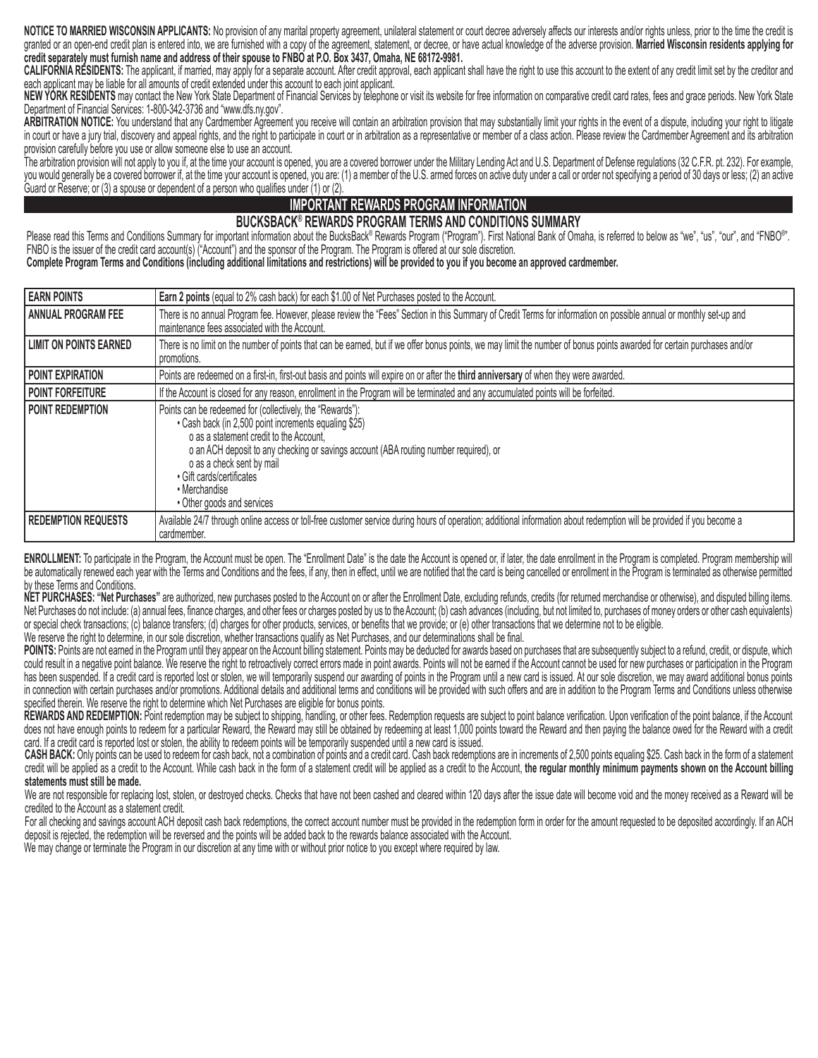**NOTICE TO MARRIED WISCONSIN APPLICANTS:** No provision of any marital property agreement, unilateral statement or court decree adversely affects our interests and/or rights unless, prior to the time the credit is granted or an open-end credit plan is entered into, we are furnished with a copy of the agreement, statement, or decree, or have actual knowledge of the adverse provision. **Married Wisconsin residents applying for credit separately must furnish name and address of their spouse to FNBO at P.O. Box 3437, Omaha, NE 68172-9981.**

**CALIFORNIA RESIDENTS:** The applicant, if married, may apply for a separate account. After credit approval, each applicant shall have the right to use this account to the extent of any credit limit set by the creditor and each applicant may be liable for all amounts of credit extended under this account to each joint applicant.

**NEW YORK RESIDENTS** may contact the New York State Department of Financial Services by telephone or visit its website for free information on comparative credit card rates, fees and grace periods. New York State Department of Financial Services: 1-800-342-3736 and "www.dfs.ny.gov".

**ARBITRATION NOTICE:** You understand that any Cardmember Agreement you receive will contain an arbitration provision that may substantially limit your rights in the event of a dispute, including your right to litigate in court or have a jury trial, discovery and appeal rights, and the right to participate in court or in arbitration as a representative or member of a class action. Please review the Cardmember Agreement and its arbitration provision carefully before you use or allow someone else to use an account.

The arbitration provision will not apply to you if, at the time your account is opened, you are a covered borrower under the Military Lending Act and U.S. Department of Defense regulations (32 C.F.R. pt. 232). For example, you would generally be a covered borrower if, at the time your account is opened, you are: (1) a member of the U.S. armed forces on active duty under a call or order not specifying a period of 30 days or less; (2) an active Guard or Reserve; or (3) a spouse or dependent of a person who qualifies under (1) or (2).

## IMPORTANT REWARDS PROGRAM INFORMATION

### BUCKSBACK® REWARDS PROGRAM TERMS AND CONDITIONS SUMMARY

Please read this Terms and Conditions Summary for important information about the BucksBack® Rewards Program ("Program"). First National Bank of Omaha, is referred to below as "we", "us", "our", and "FNBO®". FNBO is the issuer of the credit card account(s) ("Account") and the sponsor of the Program. The Program is offered at our sole discretion.

**Complete Program Terms and Conditions (including additional limitations and restrictions) will be provided to you if you become an approved cardmember.**

| | |
|---|---|
| **EARN POINTS** | **Earn 2 points** (equal to 2% cash back) for each $1.00 of Net Purchases posted to the Account. |
| **ANNUAL PROGRAM FEE** | There is no annual Program fee. However, please review the "Fees" Section in this Summary of Credit Terms for information on possible annual or monthly set-up and maintenance fees associated with the Account. |
| **LIMIT ON POINTS EARNED** | There is no limit on the number of points that can be earned, but if we offer bonus points, we may limit the number of bonus points awarded for certain purchases and/or promotions. |
| **POINT EXPIRATION** | Points are redeemed on a first-in, first-out basis and points will expire on or after the **third anniversary** of when they were awarded. |
| **POINT FORFEITURE** | If the Account is closed for any reason, enrollment in the Program will be terminated and any accumulated points will be forfeited. |
| **POINT REDEMPTION** | Points can be redeemed for (collectively, the "Rewards"):<br>• Cash back (in 2,500 point increments equaling $25)<br>o as a statement credit to the Account,<br>o an ACH deposit to any checking or savings account (ABA routing number required), or<br>o as a check sent by mail<br>• Gift cards/certificates<br>• Merchandise<br>• Other goods and services |
| **REDEMPTION REQUESTS** | Available 24/7 through online access or toll-free customer service during hours of operation; additional information about redemption will be provided if you become a cardmember. |

**ENROLLMENT:** To participate in the Program, the Account must be open. The "Enrollment Date" is the date the Account is opened or, if later, the date enrollment in the Program is completed. Program membership will be automatically renewed each year with the Terms and Conditions and the fees, if any, then in effect, until we are notified that the card is being cancelled or enrollment in the Program is terminated as otherwise permitted by these Terms and Conditions.

**NET PURCHASES: "Net Purchases"** are authorized, new purchases posted to the Account on or after the Enrollment Date, excluding refunds, credits (for returned merchandise or otherwise), and disputed billing items. Net Purchases do not include: (a) annual fees, finance charges, and other fees or charges posted by us to the Account; (b) cash advances (including, but not limited to, purchases of money orders or other cash equivalents) or special check transactions; (c) balance transfers; (d) charges for other products, services, or benefits that we provide; or (e) other transactions that we determine not to be eligible.

We reserve the right to determine, in our sole discretion, whether transactions qualify as Net Purchases, and our determinations shall be final.

**POINTS:** Points are not earned in the Program until they appear on the Account billing statement. Points may be deducted for awards based on purchases that are subsequently subject to a refund, credit, or dispute, which could result in a negative point balance. We reserve the right to retroactively correct errors made in point awards. Points will not be earned if the Account cannot be used for new purchases or participation in the Program has been suspended. If a credit card is reported lost or stolen, we will temporarily suspend our awarding of points in the Program until a new card is issued. At our sole discretion, we may award additional bonus points in connection with certain purchases and/or promotions. Additional details and additional terms and conditions will be provided with such offers and are in addition to the Program Terms and Conditions unless otherwise specified therein. We reserve the right to determine which Net Purchases are eligible for bonus points.

**REWARDS AND REDEMPTION:** Point redemption may be subject to shipping, handling, or other fees. Redemption requests are subject to point balance verification. Upon verification of the point balance, if the Account does not have enough points to redeem for a particular Reward, the Reward may still be obtained by redeeming at least 1,000 points toward the Reward and then paying the balance owed for the Reward with a credit card. If a credit card is reported lost or stolen, the ability to redeem points will be temporarily suspended until a new card is issued.

**CASH BACK:** Only points can be used to redeem for cash back, not a combination of points and a credit card. Cash back redemptions are in increments of 2,500 points equaling $25. Cash back in the form of a statement credit will be applied as a credit to the Account. While cash back in the form of a statement credit will be applied as a credit to the Account, **the regular monthly minimum payments shown on the Account billing statements must still be made.**

We are not responsible for replacing lost, stolen, or destroyed checks. Checks that have not been cashed and cleared within 120 days after the issue date will become void and the money received as a Reward will be credited to the Account as a statement credit.

For all checking and savings account ACH deposit cash back redemptions, the correct account number must be provided in the redemption form in order for the amount requested to be deposited accordingly. If an ACH deposit is rejected, the redemption will be reversed and the points will be added back to the rewards balance associated with the Account.

We may change or terminate the Program in our discretion at any time with or without prior notice to you except where required by law.